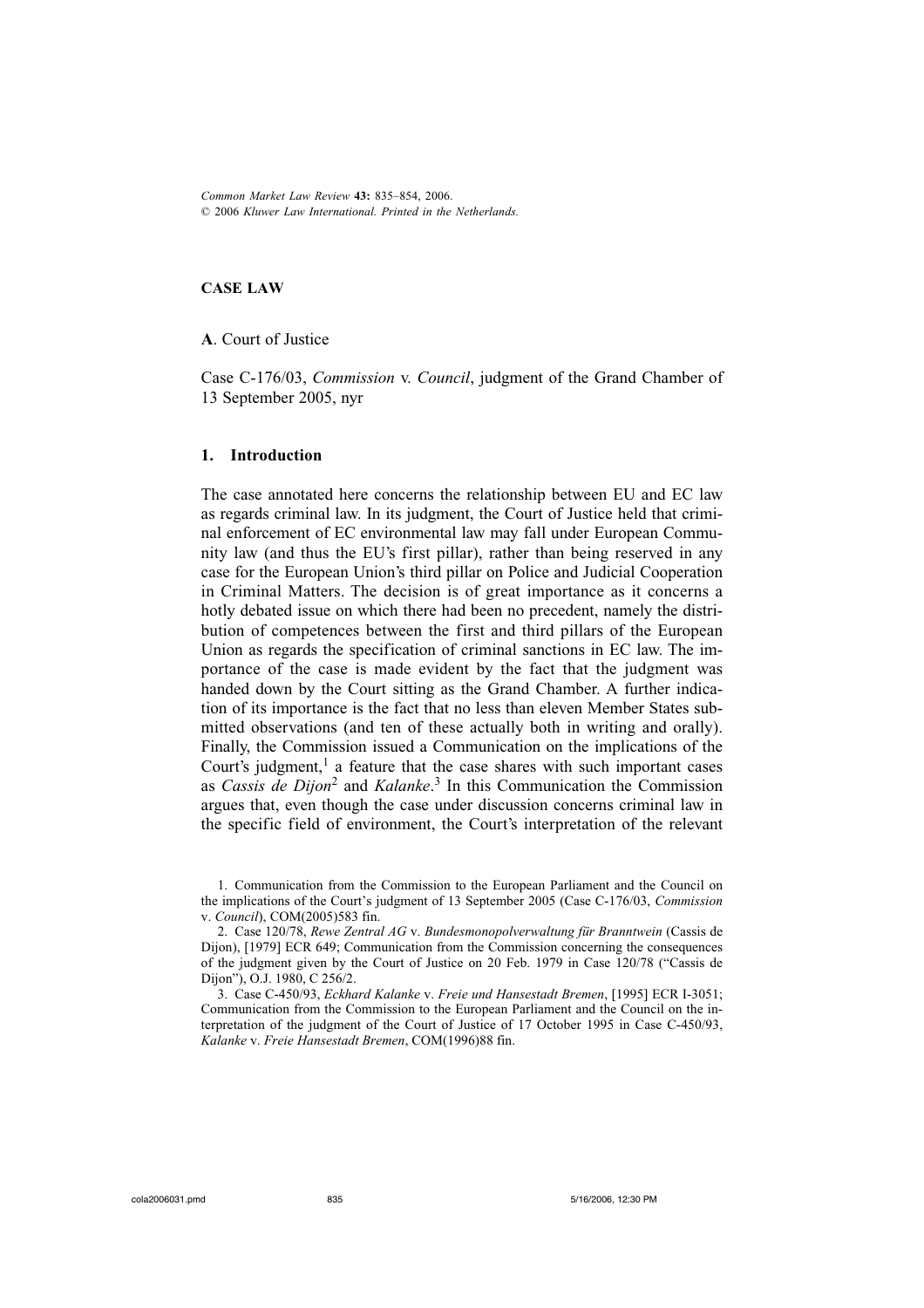## CASE LAW

### A. Court of Justice

Case C-176/03, *Commission* v. *Council*, judgment of the Grand Chamber of 13 September 2005, nyr

### 1. Introduction

The case annotated here concerns the relationship between EU and EC law as regards criminal law. In its judgment, the Court of Justice held that criminal enforcement of EC environmental law may fall under European Community law (and thus the EU's first pillar), rather than being reserved in any case for the European Union's third pillar on Police and Judicial Cooperation in Criminal Matters. The decision is of great importance as it concerns a hotly debated issue on which there had been no precedent, namely the distribution of competences between the first and third pillars of the European Union as regards the specification of criminal sanctions in EC law. The importance of the case is made evident by the fact that the judgment was handed down by the Court sitting as the Grand Chamber. A further indication of its importance is the fact that no less than eleven Member States submitted observations (and ten of these actually both in writing and orally). Finally, the Commission issued a Communication on the implications of the Court's judgment,[1] a feature that the case shares with such important cases as *Cassis de Dijon*[2] and *Kalanke*.[3] In this Communication the Commission argues that, even though the case under discussion concerns criminal law in the specific field of environment, the Court's interpretation of the relevant

1. Communication from the Commission to the European Parliament and the Council on the implications of the Court's judgment of 13 September 2005 (Case C-176/03, *Commission* v. *Council*), COM(2005)583 fin.

2. Case 120/78, *Rewe Zentral AG* v. *Bundesmonopolverwaltung für Branntwein* (Cassis de Dijon), [1979] ECR 649; Communication from the Commission concerning the consequences of the judgment given by the Court of Justice on 20 Feb. 1979 in Case 120/78 ("Cassis de Dijon"), O.J. 1980, C 256/2.

3. Case C-450/93, *Eckhard Kalanke* v. *Freie und Hansestadt Bremen*, [1995] ECR I-3051; Communication from the Commission to the European Parliament and the Council on the interpretation of the judgment of the Court of Justice of 17 October 1995 in Case C-450/93, *Kalanke* v. *Freie Hansestadt Bremen*, COM(1996)88 fin.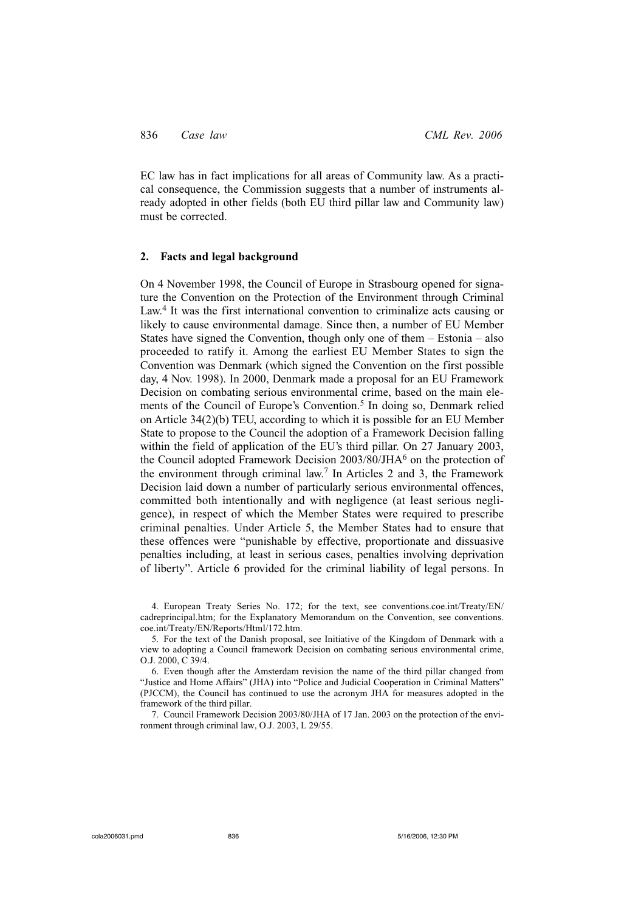EC law has in fact implications for all areas of Community law. As a practical consequence, the Commission suggests that a number of instruments already adopted in other fields (both EU third pillar law and Community law) must be corrected.

## 2. Facts and legal background

On 4 November 1998, the Council of Europe in Strasbourg opened for signature the Convention on the Protection of the Environment through Criminal Law.[4] It was the first international convention to criminalize acts causing or likely to cause environmental damage. Since then, a number of EU Member States have signed the Convention, though only one of them – Estonia – also proceeded to ratify it. Among the earliest EU Member States to sign the Convention was Denmark (which signed the Convention on the first possible day, 4 Nov. 1998). In 2000, Denmark made a proposal for an EU Framework Decision on combating serious environmental crime, based on the main elements of the Council of Europe's Convention.[5] In doing so, Denmark relied on Article 34(2)(b) TEU, according to which it is possible for an EU Member State to propose to the Council the adoption of a Framework Decision falling within the field of application of the EU's third pillar. On 27 January 2003, the Council adopted Framework Decision 2003/80/JHA[6] on the protection of the environment through criminal law.[7] In Articles 2 and 3, the Framework Decision laid down a number of particularly serious environmental offences, committed both intentionally and with negligence (at least serious negligence), in respect of which the Member States were required to prescribe criminal penalties. Under Article 5, the Member States had to ensure that these offences were "punishable by effective, proportionate and dissuasive penalties including, at least in serious cases, penalties involving deprivation of liberty". Article 6 provided for the criminal liability of legal persons. In

4. European Treaty Series No. 172; for the text, see conventions.coe.int/Treaty/EN/cadreprincipal.htm; for the Explanatory Memorandum on the Convention, see conventions.coe.int/Treaty/EN/Reports/Html/172.htm.

5. For the text of the Danish proposal, see Initiative of the Kingdom of Denmark with a view to adopting a Council framework Decision on combating serious environmental crime, O.J. 2000, C 39/4.

6. Even though after the Amsterdam revision the name of the third pillar changed from "Justice and Home Affairs" (JHA) into "Police and Judicial Cooperation in Criminal Matters" (PJCCM), the Council has continued to use the acronym JHA for measures adopted in the framework of the third pillar.

7. Council Framework Decision 2003/80/JHA of 17 Jan. 2003 on the protection of the environment through criminal law, O.J. 2003, L 29/55.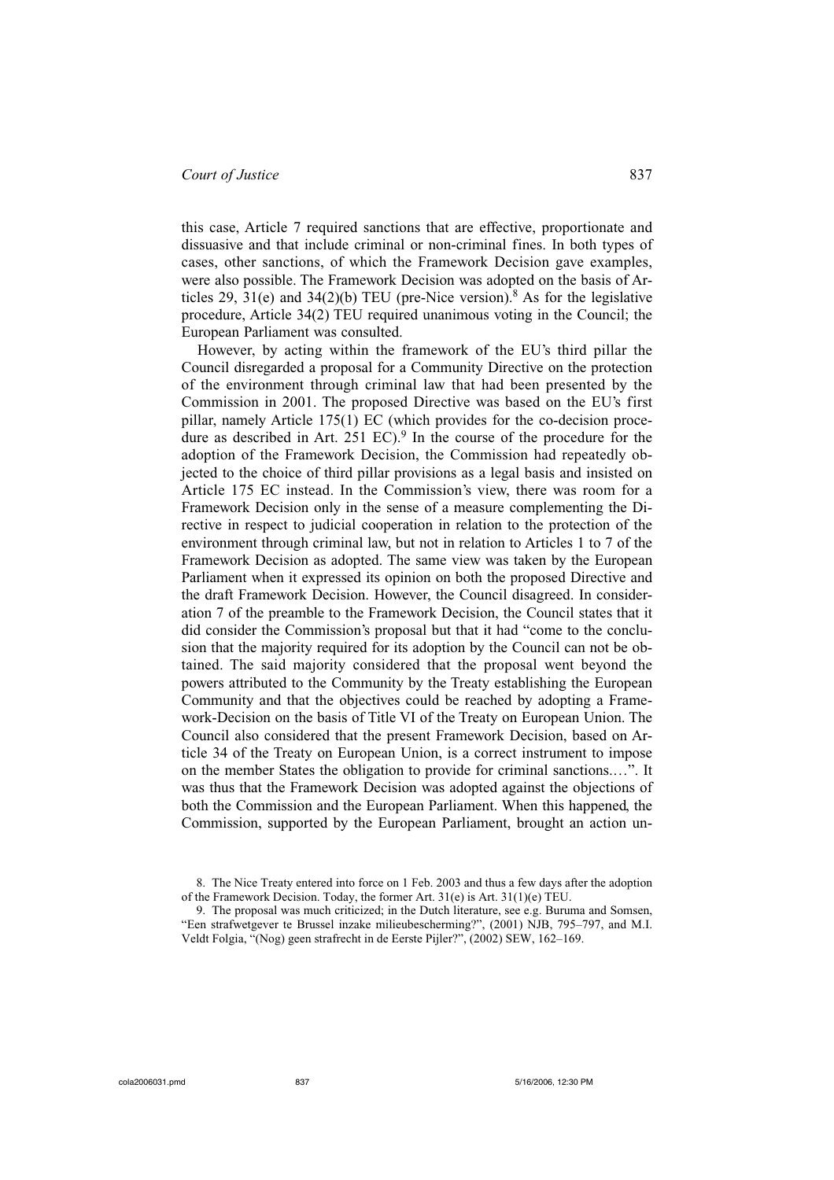this case, Article 7 required sanctions that are effective, proportionate and dissuasive and that include criminal or non-criminal fines. In both types of cases, other sanctions, of which the Framework Decision gave examples, were also possible. The Framework Decision was adopted on the basis of Articles 29, 31(e) and 34(2)(b) TEU (pre-Nice version).[8] As for the legislative procedure, Article 34(2) TEU required unanimous voting in the Council; the European Parliament was consulted.

However, by acting within the framework of the EU's third pillar the Council disregarded a proposal for a Community Directive on the protection of the environment through criminal law that had been presented by the Commission in 2001. The proposed Directive was based on the EU's first pillar, namely Article 175(1) EC (which provides for the co-decision procedure as described in Art. 251 EC).[9] In the course of the procedure for the adoption of the Framework Decision, the Commission had repeatedly objected to the choice of third pillar provisions as a legal basis and insisted on Article 175 EC instead. In the Commission's view, there was room for a Framework Decision only in the sense of a measure complementing the Directive in respect to judicial cooperation in relation to the protection of the environment through criminal law, but not in relation to Articles 1 to 7 of the Framework Decision as adopted. The same view was taken by the European Parliament when it expressed its opinion on both the proposed Directive and the draft Framework Decision. However, the Council disagreed. In consideration 7 of the preamble to the Framework Decision, the Council states that it did consider the Commission's proposal but that it had "come to the conclusion that the majority required for its adoption by the Council can not be obtained. The said majority considered that the proposal went beyond the powers attributed to the Community by the Treaty establishing the European Community and that the objectives could be reached by adopting a Framework-Decision on the basis of Title VI of the Treaty on European Union. The Council also considered that the present Framework Decision, based on Article 34 of the Treaty on European Union, is a correct instrument to impose on the member States the obligation to provide for criminal sanctions….". It was thus that the Framework Decision was adopted against the objections of both the Commission and the European Parliament. When this happened, the Commission, supported by the European Parliament, brought an action un-

8. The Nice Treaty entered into force on 1 Feb. 2003 and thus a few days after the adoption of the Framework Decision. Today, the former Art. 31(e) is Art. 31(1)(e) TEU.

9. The proposal was much criticized; in the Dutch literature, see e.g. Buruma and Somsen, "Een strafwetgever te Brussel inzake milieubescherming?", (2001) NJB, 795–797, and M.I. Veldt Folgia, "(Nog) geen strafrecht in de Eerste Pijler?", (2002) SEW, 162–169.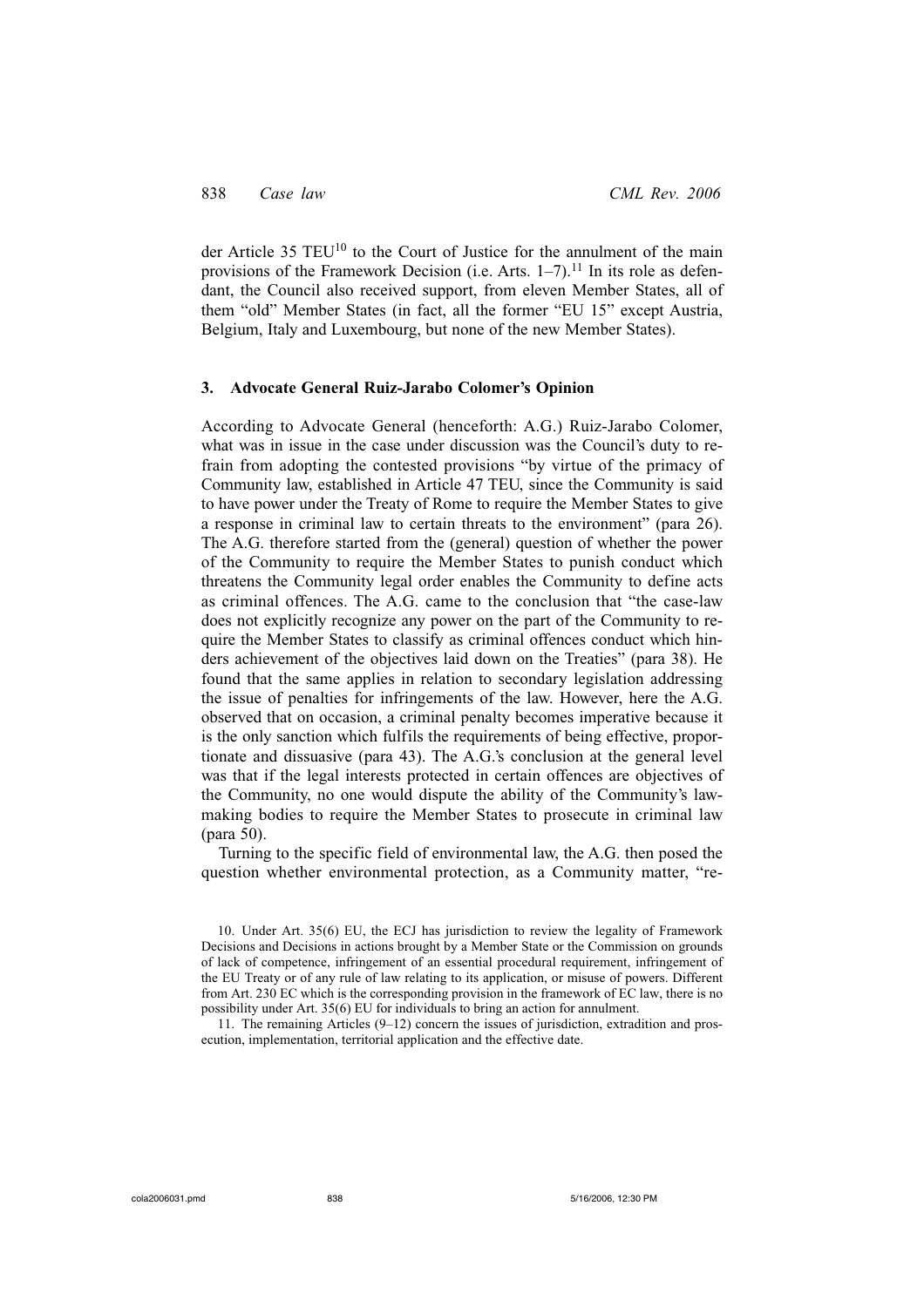der Article 35 TEU[10] to the Court of Justice for the annulment of the main provisions of the Framework Decision (i.e. Arts. 1–7).[11] In its role as defendant, the Council also received support, from eleven Member States, all of them "old" Member States (in fact, all the former "EU 15" except Austria, Belgium, Italy and Luxembourg, but none of the new Member States).

## 3. Advocate General Ruiz-Jarabo Colomer's Opinion

According to Advocate General (henceforth: A.G.) Ruiz-Jarabo Colomer, what was in issue in the case under discussion was the Council's duty to refrain from adopting the contested provisions "by virtue of the primacy of Community law, established in Article 47 TEU, since the Community is said to have power under the Treaty of Rome to require the Member States to give a response in criminal law to certain threats to the environment" (para 26). The A.G. therefore started from the (general) question of whether the power of the Community to require the Member States to punish conduct which threatens the Community legal order enables the Community to define acts as criminal offences. The A.G. came to the conclusion that "the case-law does not explicitly recognize any power on the part of the Community to require the Member States to classify as criminal offences conduct which hinders achievement of the objectives laid down on the Treaties" (para 38). He found that the same applies in relation to secondary legislation addressing the issue of penalties for infringements of the law. However, here the A.G. observed that on occasion, a criminal penalty becomes imperative because it is the only sanction which fulfils the requirements of being effective, proportionate and dissuasive (para 43). The A.G.'s conclusion at the general level was that if the legal interests protected in certain offences are objectives of the Community, no one would dispute the ability of the Community's law-making bodies to require the Member States to prosecute in criminal law (para 50).

Turning to the specific field of environmental law, the A.G. then posed the question whether environmental protection, as a Community matter, "re-

10. Under Art. 35(6) EU, the ECJ has jurisdiction to review the legality of Framework Decisions and Decisions in actions brought by a Member State or the Commission on grounds of lack of competence, infringement of an essential procedural requirement, infringement of the EU Treaty or of any rule of law relating to its application, or misuse of powers. Different from Art. 230 EC which is the corresponding provision in the framework of EC law, there is no possibility under Art. 35(6) EU for individuals to bring an action for annulment.

11. The remaining Articles (9–12) concern the issues of jurisdiction, extradition and prosecution, implementation, territorial application and the effective date.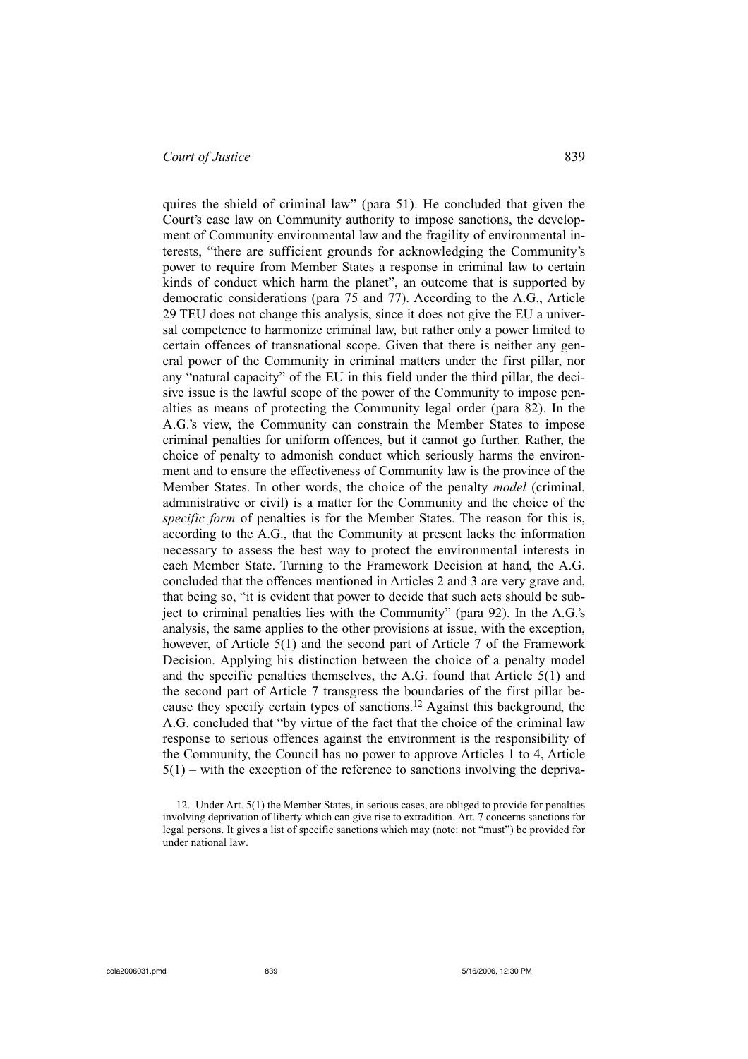quires the shield of criminal law" (para 51). He concluded that given the Court's case law on Community authority to impose sanctions, the development of Community environmental law and the fragility of environmental interests, "there are sufficient grounds for acknowledging the Community's power to require from Member States a response in criminal law to certain kinds of conduct which harm the planet", an outcome that is supported by democratic considerations (para 75 and 77). According to the A.G., Article 29 TEU does not change this analysis, since it does not give the EU a universal competence to harmonize criminal law, but rather only a power limited to certain offences of transnational scope. Given that there is neither any general power of the Community in criminal matters under the first pillar, nor any "natural capacity" of the EU in this field under the third pillar, the decisive issue is the lawful scope of the power of the Community to impose penalties as means of protecting the Community legal order (para 82). In the A.G.'s view, the Community can constrain the Member States to impose criminal penalties for uniform offences, but it cannot go further. Rather, the choice of penalty to admonish conduct which seriously harms the environment and to ensure the effectiveness of Community law is the province of the Member States. In other words, the choice of the penalty *model* (criminal, administrative or civil) is a matter for the Community and the choice of the *specific form* of penalties is for the Member States. The reason for this is, according to the A.G., that the Community at present lacks the information necessary to assess the best way to protect the environmental interests in each Member State. Turning to the Framework Decision at hand, the A.G. concluded that the offences mentioned in Articles 2 and 3 are very grave and, that being so, "it is evident that power to decide that such acts should be subject to criminal penalties lies with the Community" (para 92). In the A.G.'s analysis, the same applies to the other provisions at issue, with the exception, however, of Article 5(1) and the second part of Article 7 of the Framework Decision. Applying his distinction between the choice of a penalty model and the specific penalties themselves, the A.G. found that Article 5(1) and the second part of Article 7 transgress the boundaries of the first pillar because they specify certain types of sanctions.[12] Against this background, the A.G. concluded that "by virtue of the fact that the choice of the criminal law response to serious offences against the environment is the responsibility of the Community, the Council has no power to approve Articles 1 to 4, Article 5(1) – with the exception of the reference to sanctions involving the depriva-

12. Under Art. 5(1) the Member States, in serious cases, are obliged to provide for penalties involving deprivation of liberty which can give rise to extradition. Art. 7 concerns sanctions for legal persons. It gives a list of specific sanctions which may (note: not "must") be provided for under national law.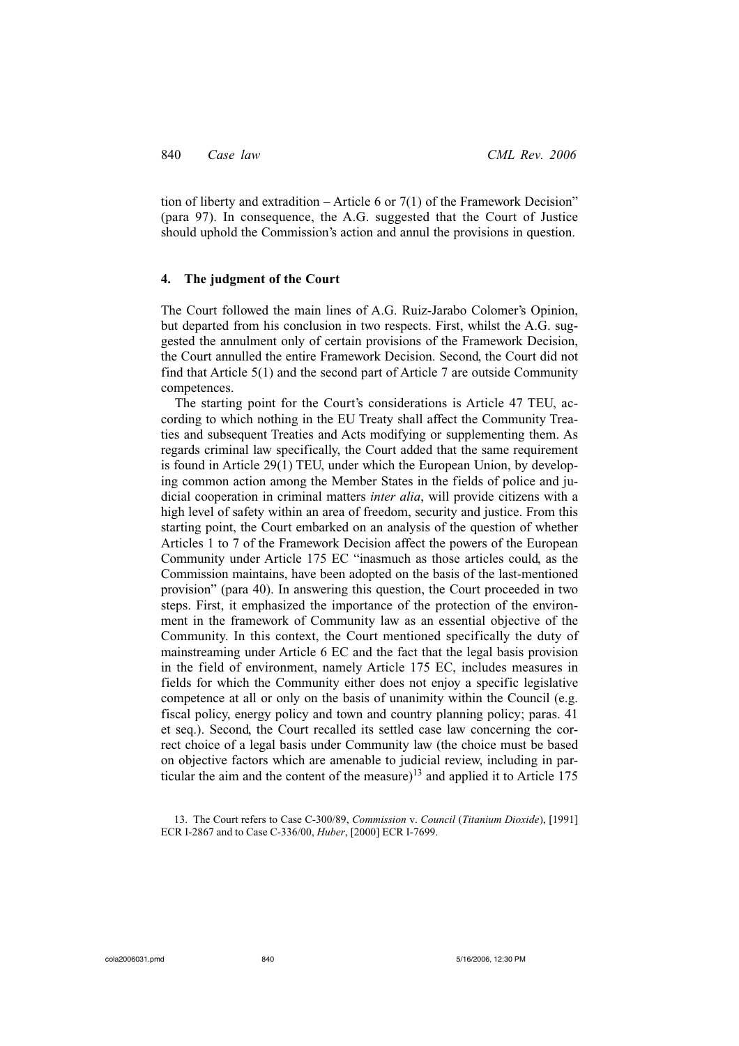tion of liberty and extradition – Article 6 or 7(1) of the Framework Decision" (para 97). In consequence, the A.G. suggested that the Court of Justice should uphold the Commission's action and annul the provisions in question.

## 4. The judgment of the Court

The Court followed the main lines of A.G. Ruiz-Jarabo Colomer's Opinion, but departed from his conclusion in two respects. First, whilst the A.G. suggested the annulment only of certain provisions of the Framework Decision, the Court annulled the entire Framework Decision. Second, the Court did not find that Article 5(1) and the second part of Article 7 are outside Community competences.

The starting point for the Court's considerations is Article 47 TEU, according to which nothing in the EU Treaty shall affect the Community Treaties and subsequent Treaties and Acts modifying or supplementing them. As regards criminal law specifically, the Court added that the same requirement is found in Article 29(1) TEU, under which the European Union, by developing common action among the Member States in the fields of police and judicial cooperation in criminal matters *inter alia*, will provide citizens with a high level of safety within an area of freedom, security and justice. From this starting point, the Court embarked on an analysis of the question of whether Articles 1 to 7 of the Framework Decision affect the powers of the European Community under Article 175 EC "inasmuch as those articles could, as the Commission maintains, have been adopted on the basis of the last-mentioned provision" (para 40). In answering this question, the Court proceeded in two steps. First, it emphasized the importance of the protection of the environment in the framework of Community law as an essential objective of the Community. In this context, the Court mentioned specifically the duty of mainstreaming under Article 6 EC and the fact that the legal basis provision in the field of environment, namely Article 175 EC, includes measures in fields for which the Community either does not enjoy a specific legislative competence at all or only on the basis of unanimity within the Council (e.g. fiscal policy, energy policy and town and country planning policy; paras. 41 et seq.). Second, the Court recalled its settled case law concerning the correct choice of a legal basis under Community law (the choice must be based on objective factors which are amenable to judicial review, including in particular the aim and the content of the measure)[13] and applied it to Article 175

13. The Court refers to Case C-300/89, *Commission* v. *Council* (*Titanium Dioxide*), [1991] ECR I-2867 and to Case C-336/00, *Huber*, [2000] ECR I-7699.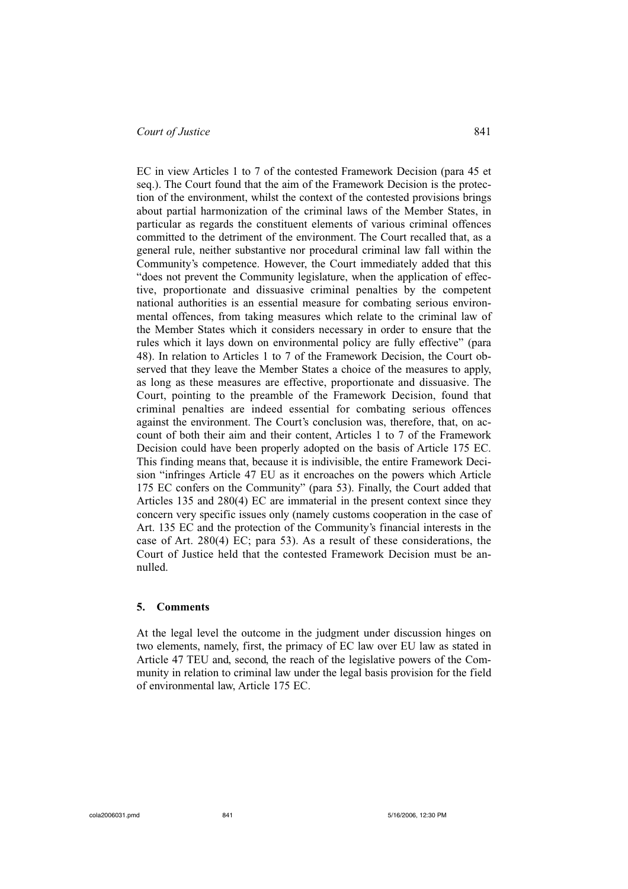EC in view Articles 1 to 7 of the contested Framework Decision (para 45 et seq.). The Court found that the aim of the Framework Decision is the protection of the environment, whilst the context of the contested provisions brings about partial harmonization of the criminal laws of the Member States, in particular as regards the constituent elements of various criminal offences committed to the detriment of the environment. The Court recalled that, as a general rule, neither substantive nor procedural criminal law fall within the Community's competence. However, the Court immediately added that this "does not prevent the Community legislature, when the application of effective, proportionate and dissuasive criminal penalties by the competent national authorities is an essential measure for combating serious environmental offences, from taking measures which relate to the criminal law of the Member States which it considers necessary in order to ensure that the rules which it lays down on environmental policy are fully effective" (para 48). In relation to Articles 1 to 7 of the Framework Decision, the Court observed that they leave the Member States a choice of the measures to apply, as long as these measures are effective, proportionate and dissuasive. The Court, pointing to the preamble of the Framework Decision, found that criminal penalties are indeed essential for combating serious offences against the environment. The Court's conclusion was, therefore, that, on account of both their aim and their content, Articles 1 to 7 of the Framework Decision could have been properly adopted on the basis of Article 175 EC. This finding means that, because it is indivisible, the entire Framework Decision "infringes Article 47 EU as it encroaches on the powers which Article 175 EC confers on the Community" (para 53). Finally, the Court added that Articles 135 and 280(4) EC are immaterial in the present context since they concern very specific issues only (namely customs cooperation in the case of Art. 135 EC and the protection of the Community's financial interests in the case of Art. 280(4) EC; para 53). As a result of these considerations, the Court of Justice held that the contested Framework Decision must be annulled.

## 5. Comments

At the legal level the outcome in the judgment under discussion hinges on two elements, namely, first, the primacy of EC law over EU law as stated in Article 47 TEU and, second, the reach of the legislative powers of the Community in relation to criminal law under the legal basis provision for the field of environmental law, Article 175 EC.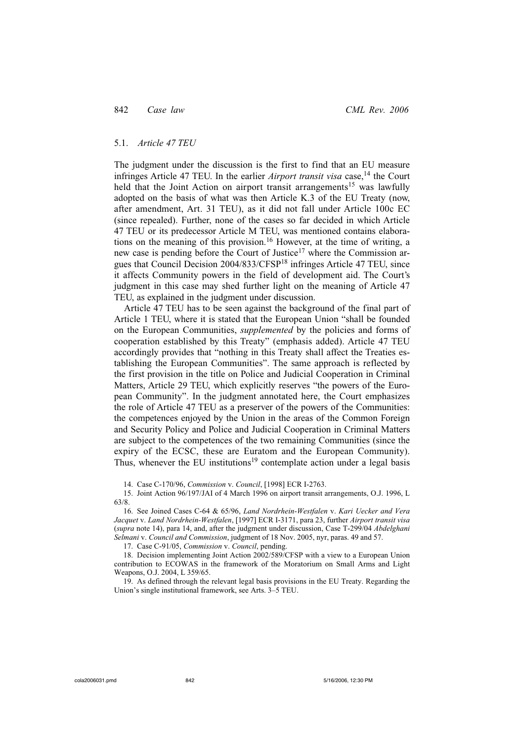### 5.1. *Article 47 TEU*

The judgment under the discussion is the first to find that an EU measure infringes Article 47 TEU. In the earlier *Airport transit visa* case,[14] the Court held that the Joint Action on airport transit arrangements[15] was lawfully adopted on the basis of what was then Article K.3 of the EU Treaty (now, after amendment, Art. 31 TEU), as it did not fall under Article 100c EC (since repealed). Further, none of the cases so far decided in which Article 47 TEU or its predecessor Article M TEU, was mentioned contains elaborations on the meaning of this provision.[16] However, at the time of writing, a new case is pending before the Court of Justice[17] where the Commission argues that Council Decision 2004/833/CFSP[18] infringes Article 47 TEU, since it affects Community powers in the field of development aid. The Court's judgment in this case may shed further light on the meaning of Article 47 TEU, as explained in the judgment under discussion.

Article 47 TEU has to be seen against the background of the final part of Article 1 TEU, where it is stated that the European Union "shall be founded on the European Communities, *supplemented* by the policies and forms of cooperation established by this Treaty" (emphasis added). Article 47 TEU accordingly provides that "nothing in this Treaty shall affect the Treaties establishing the European Communities". The same approach is reflected by the first provision in the title on Police and Judicial Cooperation in Criminal Matters, Article 29 TEU, which explicitly reserves "the powers of the European Community". In the judgment annotated here, the Court emphasizes the role of Article 47 TEU as a preserver of the powers of the Communities: the competences enjoyed by the Union in the areas of the Common Foreign and Security Policy and Police and Judicial Cooperation in Criminal Matters are subject to the competences of the two remaining Communities (since the expiry of the ECSC, these are Euratom and the European Community). Thus, whenever the EU institutions[19] contemplate action under a legal basis

14. Case C-170/96, *Commission* v. *Council*, [1998] ECR I-2763.

15. Joint Action 96/197/JAI of 4 March 1996 on airport transit arrangements, O.J. 1996, L 63/8.

16. See Joined Cases C-64 & 65/96, *Land Nordrhein-Westfalen* v. *Kari Uecker and Vera Jacquet* v. *Land Nordrhein-Westfalen*, [1997] ECR I-3171, para 23, further *Airport transit visa* (*supra* note 14), para 14, and, after the judgment under discussion, Case T-299/04 *Abdelghani Selmani* v. *Council and Commission*, judgment of 18 Nov. 2005, nyr, paras. 49 and 57.

17. Case C-91/05, *Commission* v. *Council*, pending.

18. Decision implementing Joint Action 2002/589/CFSP with a view to a European Union contribution to ECOWAS in the framework of the Moratorium on Small Arms and Light Weapons, O.J. 2004, L 359/65.

19. As defined through the relevant legal basis provisions in the EU Treaty. Regarding the Union's single institutional framework, see Arts. 3–5 TEU.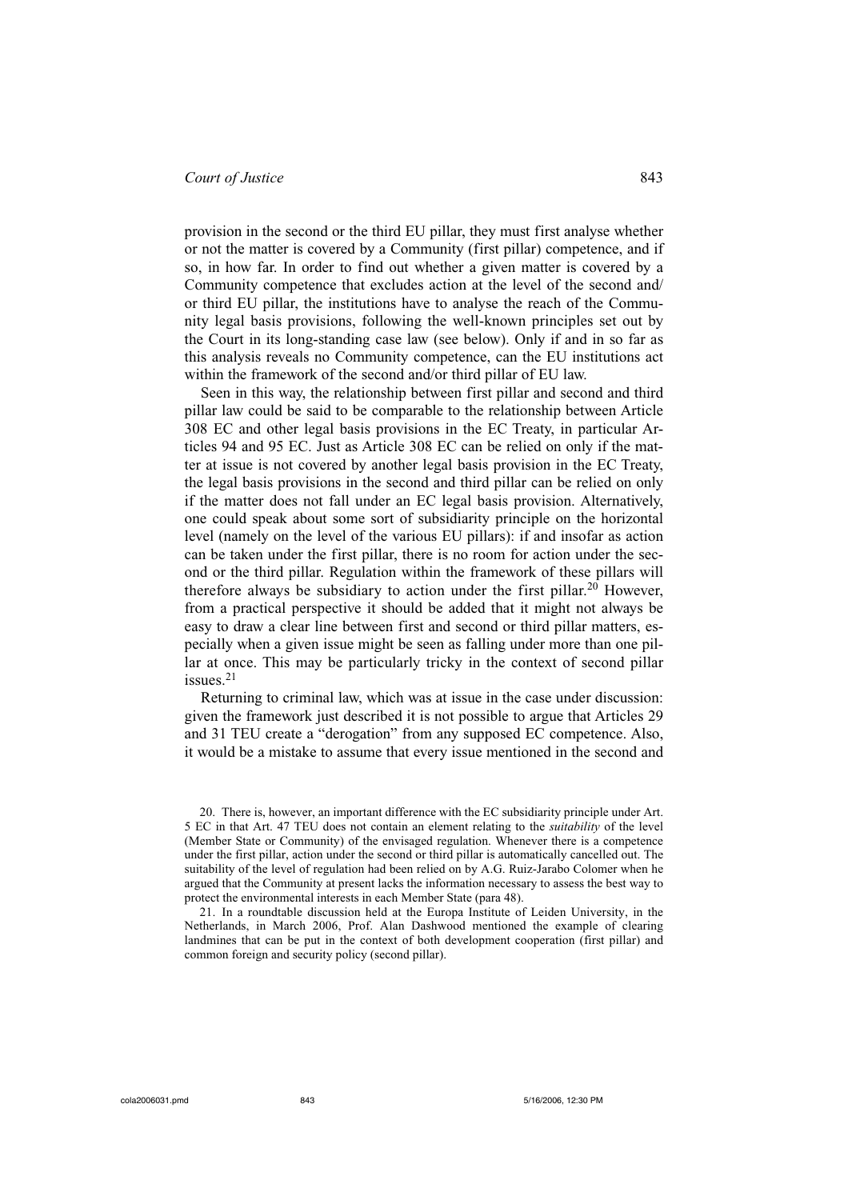provision in the second or the third EU pillar, they must first analyse whether or not the matter is covered by a Community (first pillar) competence, and if so, in how far. In order to find out whether a given matter is covered by a Community competence that excludes action at the level of the second and/or third EU pillar, the institutions have to analyse the reach of the Community legal basis provisions, following the well-known principles set out by the Court in its long-standing case law (see below). Only if and in so far as this analysis reveals no Community competence, can the EU institutions act within the framework of the second and/or third pillar of EU law.

Seen in this way, the relationship between first pillar and second and third pillar law could be said to be comparable to the relationship between Article 308 EC and other legal basis provisions in the EC Treaty, in particular Articles 94 and 95 EC. Just as Article 308 EC can be relied on only if the matter at issue is not covered by another legal basis provision in the EC Treaty, the legal basis provisions in the second and third pillar can be relied on only if the matter does not fall under an EC legal basis provision. Alternatively, one could speak about some sort of subsidiarity principle on the horizontal level (namely on the level of the various EU pillars): if and insofar as action can be taken under the first pillar, there is no room for action under the second or the third pillar. Regulation within the framework of these pillars will therefore always be subsidiary to action under the first pillar.[20] However, from a practical perspective it should be added that it might not always be easy to draw a clear line between first and second or third pillar matters, especially when a given issue might be seen as falling under more than one pillar at once. This may be particularly tricky in the context of second pillar issues.[21]

Returning to criminal law, which was at issue in the case under discussion: given the framework just described it is not possible to argue that Articles 29 and 31 TEU create a "derogation" from any supposed EC competence. Also, it would be a mistake to assume that every issue mentioned in the second and

20. There is, however, an important difference with the EC subsidiarity principle under Art. 5 EC in that Art. 47 TEU does not contain an element relating to the *suitability* of the level (Member State or Community) of the envisaged regulation. Whenever there is a competence under the first pillar, action under the second or third pillar is automatically cancelled out. The suitability of the level of regulation had been relied on by A.G. Ruiz-Jarabo Colomer when he argued that the Community at present lacks the information necessary to assess the best way to protect the environmental interests in each Member State (para 48).

21. In a roundtable discussion held at the Europa Institute of Leiden University, in the Netherlands, in March 2006, Prof. Alan Dashwood mentioned the example of clearing landmines that can be put in the context of both development cooperation (first pillar) and common foreign and security policy (second pillar).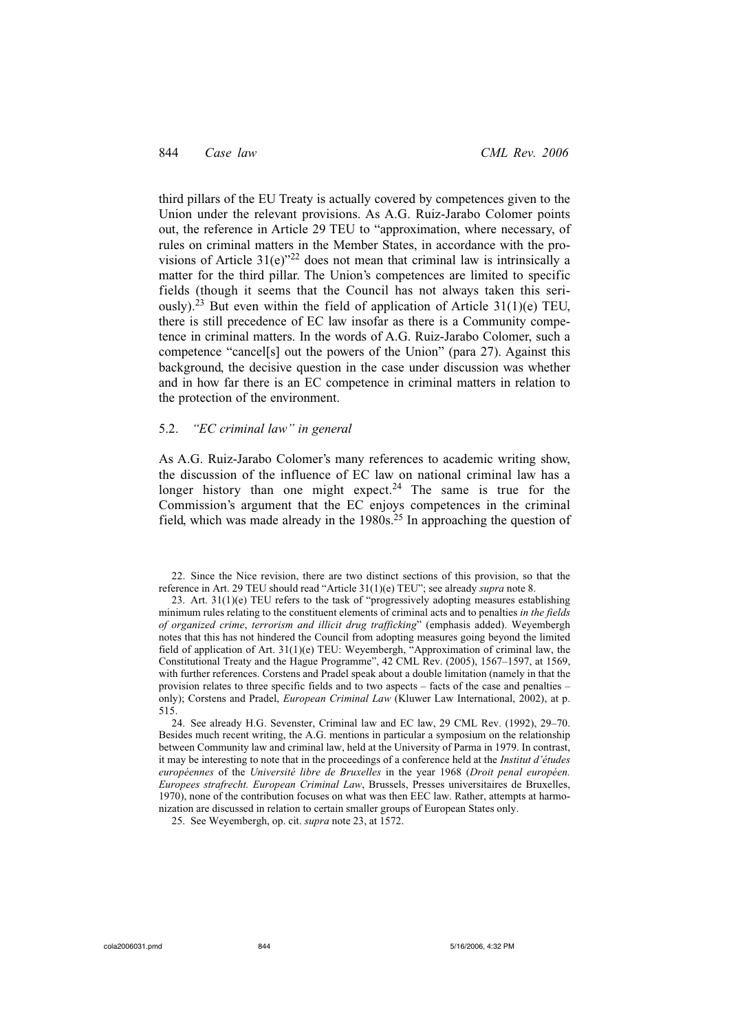third pillars of the EU Treaty is actually covered by competences given to the Union under the relevant provisions. As A.G. Ruiz-Jarabo Colomer points out, the reference in Article 29 TEU to "approximation, where necessary, of rules on criminal matters in the Member States, in accordance with the provisions of Article 31(e)"[22] does not mean that criminal law is intrinsically a matter for the third pillar. The Union's competences are limited to specific fields (though it seems that the Council has not always taken this seriously).[23] But even within the field of application of Article 31(1)(e) TEU, there is still precedence of EC law insofar as there is a Community competence in criminal matters. In the words of A.G. Ruiz-Jarabo Colomer, such a competence "cancel[s] out the powers of the Union" (para 27). Against this background, the decisive question in the case under discussion was whether and in how far there is an EC competence in criminal matters in relation to the protection of the environment.

### 5.2. *"EC criminal law" in general*

As A.G. Ruiz-Jarabo Colomer's many references to academic writing show, the discussion of the influence of EC law on national criminal law has a longer history than one might expect.[24] The same is true for the Commission's argument that the EC enjoys competences in the criminal field, which was made already in the 1980s.[25] In approaching the question of

22. Since the Nice revision, there are two distinct sections of this provision, so that the reference in Art. 29 TEU should read "Article 31(1)(e) TEU"; see already *supra* note 8.

23. Art. 31(1)(e) TEU refers to the task of "progressively adopting measures establishing minimum rules relating to the constituent elements of criminal acts and to penalties *in the fields of organized crime*, *terrorism and illicit drug trafficking*" (emphasis added). Weyembergh notes that this has not hindered the Council from adopting measures going beyond the limited field of application of Art. 31(1)(e) TEU: Weyembergh, "Approximation of criminal law, the Constitutional Treaty and the Hague Programme", 42 CML Rev. (2005), 1567–1597, at 1569, with further references. Corstens and Pradel speak about a double limitation (namely in that the provision relates to three specific fields and to two aspects – facts of the case and penalties – only); Corstens and Pradel, *European Criminal Law* (Kluwer Law International, 2002), at p. 515.

24. See already H.G. Sevenster, Criminal law and EC law, 29 CML Rev. (1992), 29–70. Besides much recent writing, the A.G. mentions in particular a symposium on the relationship between Community law and criminal law, held at the University of Parma in 1979. In contrast, it may be interesting to note that in the proceedings of a conference held at the *Institut d'études européennes* of the *Université libre de Bruxelles* in the year 1968 (*Droit penal européen. Europees strafrecht. European Criminal Law*, Brussels, Presses universitaires de Bruxelles, 1970), none of the contribution focuses on what was then EEC law. Rather, attempts at harmonization are discussed in relation to certain smaller groups of European States only.

25. See Weyembergh, op. cit. *supra* note 23, at 1572.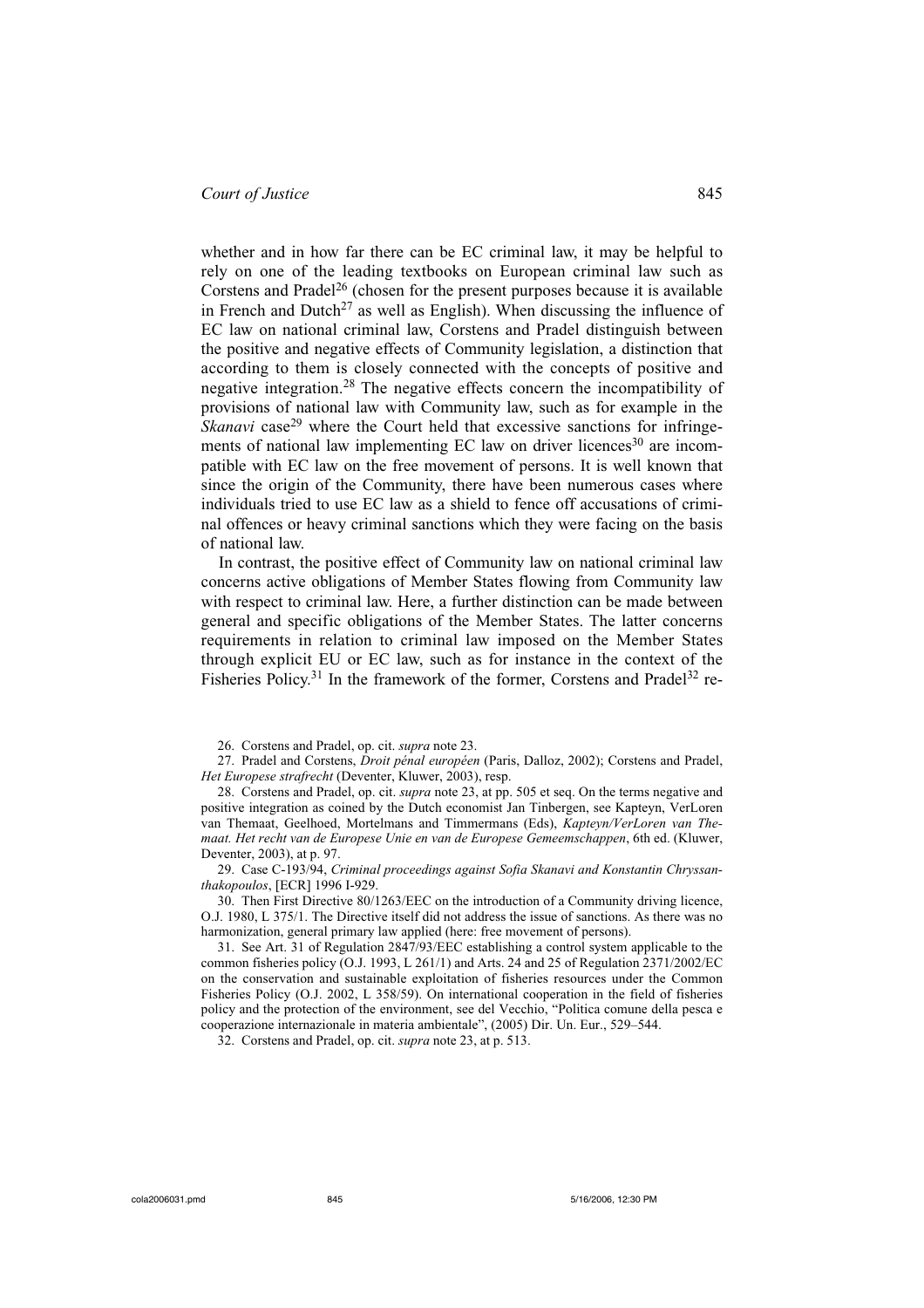whether and in how far there can be EC criminal law, it may be helpful to rely on one of the leading textbooks on European criminal law such as Corstens and Pradel[26] (chosen for the present purposes because it is available in French and Dutch[27] as well as English). When discussing the influence of EC law on national criminal law, Corstens and Pradel distinguish between the positive and negative effects of Community legislation, a distinction that according to them is closely connected with the concepts of positive and negative integration.[28] The negative effects concern the incompatibility of provisions of national law with Community law, such as for example in the *Skanavi* case[29] where the Court held that excessive sanctions for infringements of national law implementing EC law on driver licences[30] are incompatible with EC law on the free movement of persons. It is well known that since the origin of the Community, there have been numerous cases where individuals tried to use EC law as a shield to fence off accusations of criminal offences or heavy criminal sanctions which they were facing on the basis of national law.

In contrast, the positive effect of Community law on national criminal law concerns active obligations of Member States flowing from Community law with respect to criminal law. Here, a further distinction can be made between general and specific obligations of the Member States. The latter concerns requirements in relation to criminal law imposed on the Member States through explicit EU or EC law, such as for instance in the context of the Fisheries Policy.[31] In the framework of the former, Corstens and Pradel[32] re-

26. Corstens and Pradel, op. cit. *supra* note 23.

27. Pradel and Corstens, *Droit pénal européen* (Paris, Dalloz, 2002); Corstens and Pradel, *Het Europese strafrecht* (Deventer, Kluwer, 2003), resp.

28. Corstens and Pradel, op. cit. *supra* note 23, at pp. 505 et seq. On the terms negative and positive integration as coined by the Dutch economist Jan Tinbergen, see Kapteyn, VerLoren van Themaat, Geelhoed, Mortelmans and Timmermans (Eds), *Kapteyn/VerLoren van Themaat. Het recht van de Europese Unie en van de Europese Gemeemschappen*, 6th ed. (Kluwer, Deventer, 2003), at p. 97.

29. Case C-193/94, *Criminal proceedings against Sofia Skanavi and Konstantin Chryssanthakopoulos*, [ECR] 1996 I-929.

30. Then First Directive 80/1263/EEC on the introduction of a Community driving licence, O.J. 1980, L 375/1. The Directive itself did not address the issue of sanctions. As there was no harmonization, general primary law applied (here: free movement of persons).

31. See Art. 31 of Regulation 2847/93/EEC establishing a control system applicable to the common fisheries policy (O.J. 1993, L 261/1) and Arts. 24 and 25 of Regulation 2371/2002/EC on the conservation and sustainable exploitation of fisheries resources under the Common Fisheries Policy (O.J. 2002, L 358/59). On international cooperation in the field of fisheries policy and the protection of the environment, see del Vecchio, "Politica comune della pesca e cooperazione internazionale in materia ambientale", (2005) Dir. Un. Eur., 529–544.

32. Corstens and Pradel, op. cit. *supra* note 23, at p. 513.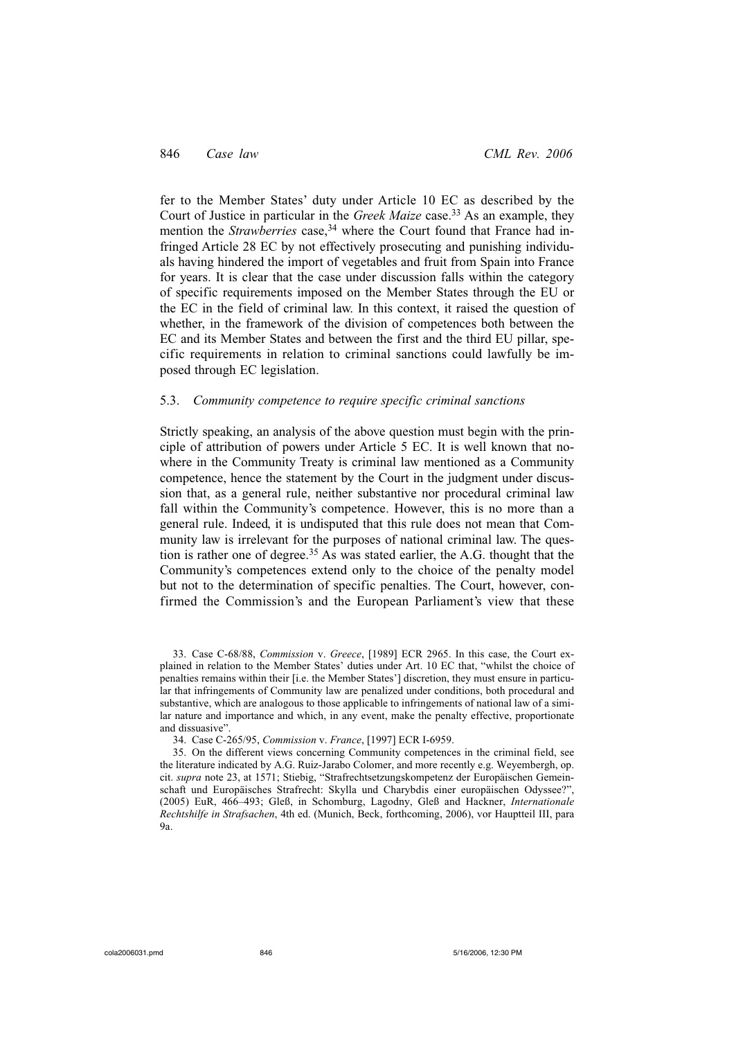fer to the Member States' duty under Article 10 EC as described by the Court of Justice in particular in the *Greek Maize* case.[33] As an example, they mention the *Strawberries* case,[34] where the Court found that France had infringed Article 28 EC by not effectively prosecuting and punishing individuals having hindered the import of vegetables and fruit from Spain into France for years. It is clear that the case under discussion falls within the category of specific requirements imposed on the Member States through the EU or the EC in the field of criminal law. In this context, it raised the question of whether, in the framework of the division of competences both between the EC and its Member States and between the first and the third EU pillar, specific requirements in relation to criminal sanctions could lawfully be imposed through EC legislation.

### 5.3. *Community competence to require specific criminal sanctions*

Strictly speaking, an analysis of the above question must begin with the principle of attribution of powers under Article 5 EC. It is well known that nowhere in the Community Treaty is criminal law mentioned as a Community competence, hence the statement by the Court in the judgment under discussion that, as a general rule, neither substantive nor procedural criminal law fall within the Community's competence. However, this is no more than a general rule. Indeed, it is undisputed that this rule does not mean that Community law is irrelevant for the purposes of national criminal law. The question is rather one of degree.[35] As was stated earlier, the A.G. thought that the Community's competences extend only to the choice of the penalty model but not to the determination of specific penalties. The Court, however, confirmed the Commission's and the European Parliament's view that these

33. Case C-68/88, *Commission* v. *Greece*, [1989] ECR 2965. In this case, the Court explained in relation to the Member States' duties under Art. 10 EC that, "whilst the choice of penalties remains within their [i.e. the Member States'] discretion, they must ensure in particular that infringements of Community law are penalized under conditions, both procedural and substantive, which are analogous to those applicable to infringements of national law of a similar nature and importance and which, in any event, make the penalty effective, proportionate and dissuasive".

34. Case C-265/95, *Commission* v. *France*, [1997] ECR I-6959.

35. On the different views concerning Community competences in the criminal field, see the literature indicated by A.G. Ruiz-Jarabo Colomer, and more recently e.g. Weyembergh, op. cit. *supra* note 23, at 1571; Stiebig, "Strafrechtsetzungskompetenz der Europäischen Gemeinschaft und Europäisches Strafrecht: Skylla und Charybdis einer europäischen Odyssee?", (2005) EuR, 466–493; Gleß, in Schomburg, Lagodny, Gleß and Hackner, *Internationale Rechtshilfe in Strafsachen*, 4th ed. (Munich, Beck, forthcoming, 2006), vor Hauptteil III, para 9a.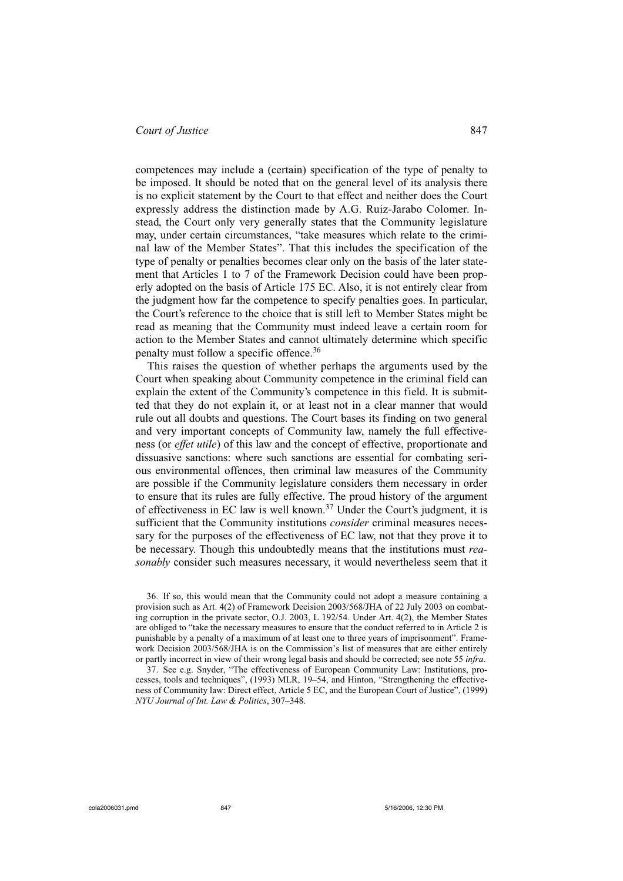competences may include a (certain) specification of the type of penalty to be imposed. It should be noted that on the general level of its analysis there is no explicit statement by the Court to that effect and neither does the Court expressly address the distinction made by A.G. Ruiz-Jarabo Colomer. Instead, the Court only very generally states that the Community legislature may, under certain circumstances, "take measures which relate to the criminal law of the Member States". That this includes the specification of the type of penalty or penalties becomes clear only on the basis of the later statement that Articles 1 to 7 of the Framework Decision could have been properly adopted on the basis of Article 175 EC. Also, it is not entirely clear from the judgment how far the competence to specify penalties goes. In particular, the Court's reference to the choice that is still left to Member States might be read as meaning that the Community must indeed leave a certain room for action to the Member States and cannot ultimately determine which specific penalty must follow a specific offence.[36]

This raises the question of whether perhaps the arguments used by the Court when speaking about Community competence in the criminal field can explain the extent of the Community's competence in this field. It is submitted that they do not explain it, or at least not in a clear manner that would rule out all doubts and questions. The Court bases its finding on two general and very important concepts of Community law, namely the full effectiveness (or *effet utile*) of this law and the concept of effective, proportionate and dissuasive sanctions: where such sanctions are essential for combating serious environmental offences, then criminal law measures of the Community are possible if the Community legislature considers them necessary in order to ensure that its rules are fully effective. The proud history of the argument of effectiveness in EC law is well known.[37] Under the Court's judgment, it is sufficient that the Community institutions *consider* criminal measures necessary for the purposes of the effectiveness of EC law, not that they prove it to be necessary. Though this undoubtedly means that the institutions must *reasonably* consider such measures necessary, it would nevertheless seem that it

36. If so, this would mean that the Community could not adopt a measure containing a provision such as Art. 4(2) of Framework Decision 2003/568/JHA of 22 July 2003 on combating corruption in the private sector, O.J. 2003, L 192/54. Under Art. 4(2), the Member States are obliged to "take the necessary measures to ensure that the conduct referred to in Article 2 is punishable by a penalty of a maximum of at least one to three years of imprisonment". Framework Decision 2003/568/JHA is on the Commission's list of measures that are either entirely or partly incorrect in view of their wrong legal basis and should be corrected; see note 55 *infra*.

37. See e.g. Snyder, "The effectiveness of European Community Law: Institutions, processes, tools and techniques", (1993) MLR, 19–54, and Hinton, "Strengthening the effectiveness of Community law: Direct effect, Article 5 EC, and the European Court of Justice", (1999) *NYU Journal of Int. Law & Politics*, 307–348.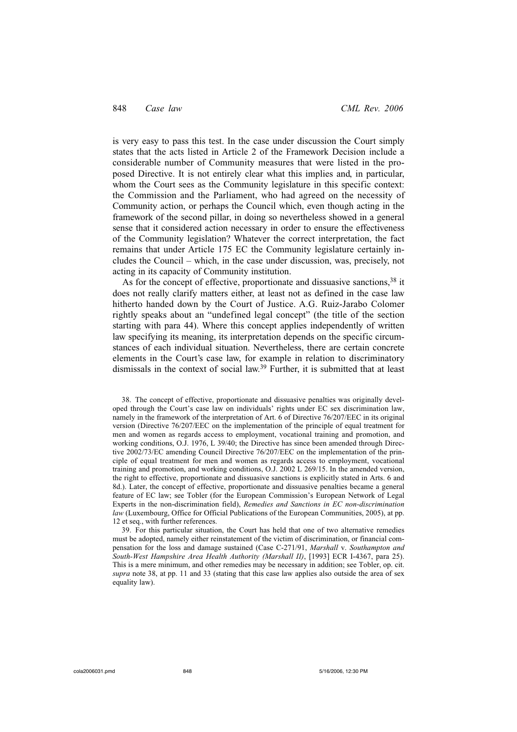is very easy to pass this test. In the case under discussion the Court simply states that the acts listed in Article 2 of the Framework Decision include a considerable number of Community measures that were listed in the proposed Directive. It is not entirely clear what this implies and, in particular, whom the Court sees as the Community legislature in this specific context: the Commission and the Parliament, who had agreed on the necessity of Community action, or perhaps the Council which, even though acting in the framework of the second pillar, in doing so nevertheless showed in a general sense that it considered action necessary in order to ensure the effectiveness of the Community legislation? Whatever the correct interpretation, the fact remains that under Article 175 EC the Community legislature certainly includes the Council – which, in the case under discussion, was, precisely, not acting in its capacity of Community institution.

As for the concept of effective, proportionate and dissuasive sanctions,[38] it does not really clarify matters either, at least not as defined in the case law hitherto handed down by the Court of Justice. A.G. Ruiz-Jarabo Colomer rightly speaks about an "undefined legal concept" (the title of the section starting with para 44). Where this concept applies independently of written law specifying its meaning, its interpretation depends on the specific circumstances of each individual situation. Nevertheless, there are certain concrete elements in the Court's case law, for example in relation to discriminatory dismissals in the context of social law.[39] Further, it is submitted that at least

38. The concept of effective, proportionate and dissuasive penalties was originally developed through the Court's case law on individuals' rights under EC sex discrimination law, namely in the framework of the interpretation of Art. 6 of Directive 76/207/EEC in its original version (Directive 76/207/EEC on the implementation of the principle of equal treatment for men and women as regards access to employment, vocational training and promotion, and working conditions, O.J. 1976, L 39/40; the Directive has since been amended through Directive 2002/73/EC amending Council Directive 76/207/EEC on the implementation of the principle of equal treatment for men and women as regards access to employment, vocational training and promotion, and working conditions, O.J. 2002 L 269/15. In the amended version, the right to effective, proportionate and dissuasive sanctions is explicitly stated in Arts. 6 and 8d.). Later, the concept of effective, proportionate and dissuasive penalties became a general feature of EC law; see Tobler (for the European Commission's European Network of Legal Experts in the non-discrimination field), *Remedies and Sanctions in EC non-discrimination law* (Luxembourg, Office for Official Publications of the European Communities, 2005), at pp. 12 et seq., with further references.

39. For this particular situation, the Court has held that one of two alternative remedies must be adopted, namely either reinstatement of the victim of discrimination, or financial compensation for the loss and damage sustained (Case C-271/91, *Marshall* v. *Southampton and South-West Hampshire Area Health Authority (Marshall II)*, [1993] ECR I-4367, para 25). This is a mere minimum, and other remedies may be necessary in addition; see Tobler, op. cit. *supra* note 38, at pp. 11 and 33 (stating that this case law applies also outside the area of sex equality law).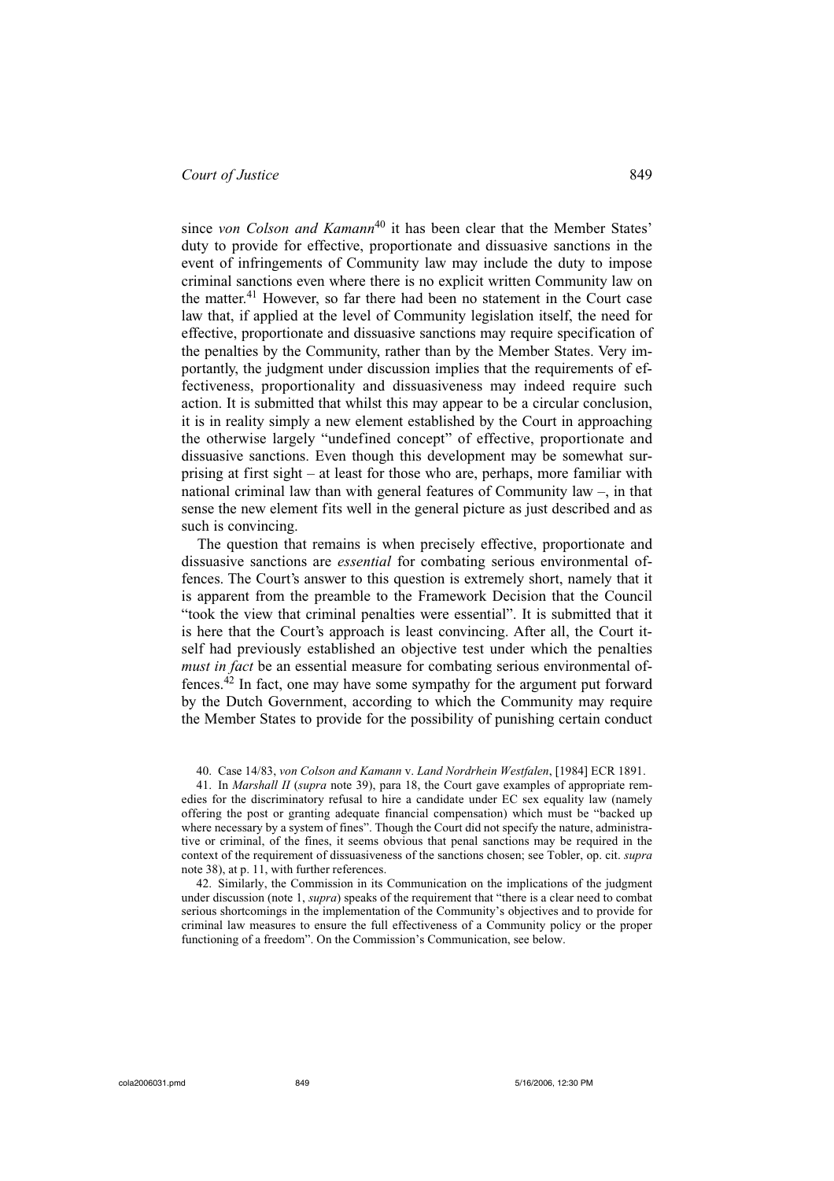since *von Colson and Kamann*[40] it has been clear that the Member States' duty to provide for effective, proportionate and dissuasive sanctions in the event of infringements of Community law may include the duty to impose criminal sanctions even where there is no explicit written Community law on the matter.[41] However, so far there had been no statement in the Court case law that, if applied at the level of Community legislation itself, the need for effective, proportionate and dissuasive sanctions may require specification of the penalties by the Community, rather than by the Member States. Very importantly, the judgment under discussion implies that the requirements of effectiveness, proportionality and dissuasiveness may indeed require such action. It is submitted that whilst this may appear to be a circular conclusion, it is in reality simply a new element established by the Court in approaching the otherwise largely "undefined concept" of effective, proportionate and dissuasive sanctions. Even though this development may be somewhat surprising at first sight – at least for those who are, perhaps, more familiar with national criminal law than with general features of Community law –, in that sense the new element fits well in the general picture as just described and as such is convincing.

The question that remains is when precisely effective, proportionate and dissuasive sanctions are *essential* for combating serious environmental offences. The Court's answer to this question is extremely short, namely that it is apparent from the preamble to the Framework Decision that the Council "took the view that criminal penalties were essential". It is submitted that it is here that the Court's approach is least convincing. After all, the Court itself had previously established an objective test under which the penalties *must in fact* be an essential measure for combating serious environmental offences.[42] In fact, one may have some sympathy for the argument put forward by the Dutch Government, according to which the Community may require the Member States to provide for the possibility of punishing certain conduct

40. Case 14/83, *von Colson and Kamann* v. *Land Nordrhein Westfalen*, [1984] ECR 1891.

41. In *Marshall II* (*supra* note 39), para 18, the Court gave examples of appropriate remedies for the discriminatory refusal to hire a candidate under EC sex equality law (namely offering the post or granting adequate financial compensation) which must be "backed up where necessary by a system of fines". Though the Court did not specify the nature, administrative or criminal, of the fines, it seems obvious that penal sanctions may be required in the context of the requirement of dissuasiveness of the sanctions chosen; see Tobler, op. cit. *supra* note 38), at p. 11, with further references.

42. Similarly, the Commission in its Communication on the implications of the judgment under discussion (note 1, *supra*) speaks of the requirement that "there is a clear need to combat serious shortcomings in the implementation of the Community's objectives and to provide for criminal law measures to ensure the full effectiveness of a Community policy or the proper functioning of a freedom". On the Commission's Communication, see below.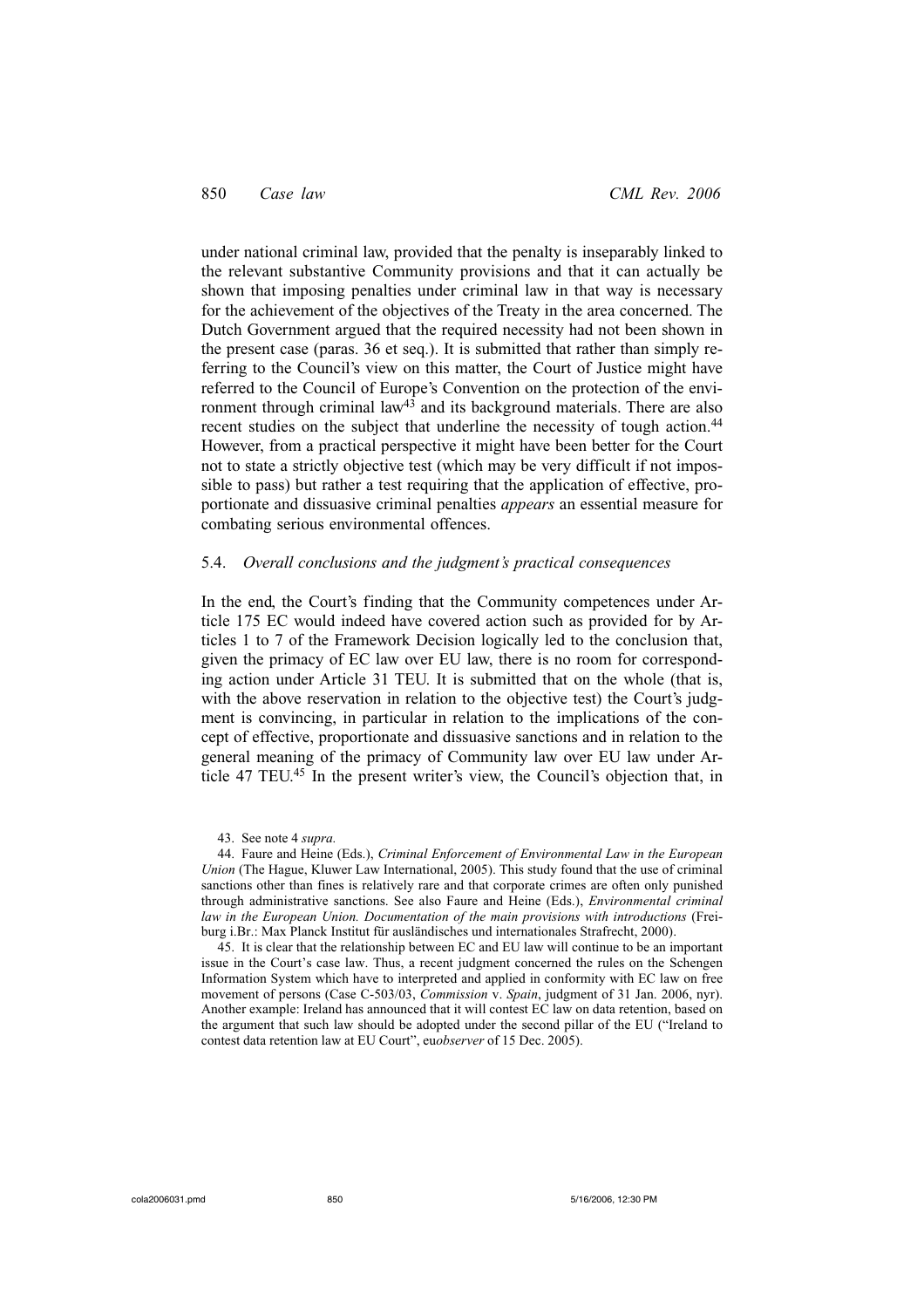under national criminal law, provided that the penalty is inseparably linked to the relevant substantive Community provisions and that it can actually be shown that imposing penalties under criminal law in that way is necessary for the achievement of the objectives of the Treaty in the area concerned. The Dutch Government argued that the required necessity had not been shown in the present case (paras. 36 et seq.). It is submitted that rather than simply referring to the Council's view on this matter, the Court of Justice might have referred to the Council of Europe's Convention on the protection of the environment through criminal law[43] and its background materials. There are also recent studies on the subject that underline the necessity of tough action.[44] However, from a practical perspective it might have been better for the Court not to state a strictly objective test (which may be very difficult if not impossible to pass) but rather a test requiring that the application of effective, proportionate and dissuasive criminal penalties *appears* an essential measure for combating serious environmental offences.

### 5.4. *Overall conclusions and the judgment's practical consequences*

In the end, the Court's finding that the Community competences under Article 175 EC would indeed have covered action such as provided for by Articles 1 to 7 of the Framework Decision logically led to the conclusion that, given the primacy of EC law over EU law, there is no room for corresponding action under Article 31 TEU. It is submitted that on the whole (that is, with the above reservation in relation to the objective test) the Court's judgment is convincing, in particular in relation to the implications of the concept of effective, proportionate and dissuasive sanctions and in relation to the general meaning of the primacy of Community law over EU law under Article 47 TEU.[45] In the present writer's view, the Council's objection that, in

43. See note 4 *supra.*

44. Faure and Heine (Eds.), *Criminal Enforcement of Environmental Law in the European Union* (The Hague, Kluwer Law International, 2005). This study found that the use of criminal sanctions other than fines is relatively rare and that corporate crimes are often only punished through administrative sanctions. See also Faure and Heine (Eds.), *Environmental criminal law in the European Union. Documentation of the main provisions with introductions* (Freiburg i.Br.: Max Planck Institut für ausländisches und internationales Strafrecht, 2000).

45. It is clear that the relationship between EC and EU law will continue to be an important issue in the Court's case law. Thus, a recent judgment concerned the rules on the Schengen Information System which have to interpreted and applied in conformity with EC law on free movement of persons (Case C-503/03, *Commission* v. *Spain*, judgment of 31 Jan. 2006, nyr). Another example: Ireland has announced that it will contest EC law on data retention, based on the argument that such law should be adopted under the second pillar of the EU ("Ireland to contest data retention law at EU Court", eu*observer* of 15 Dec. 2005).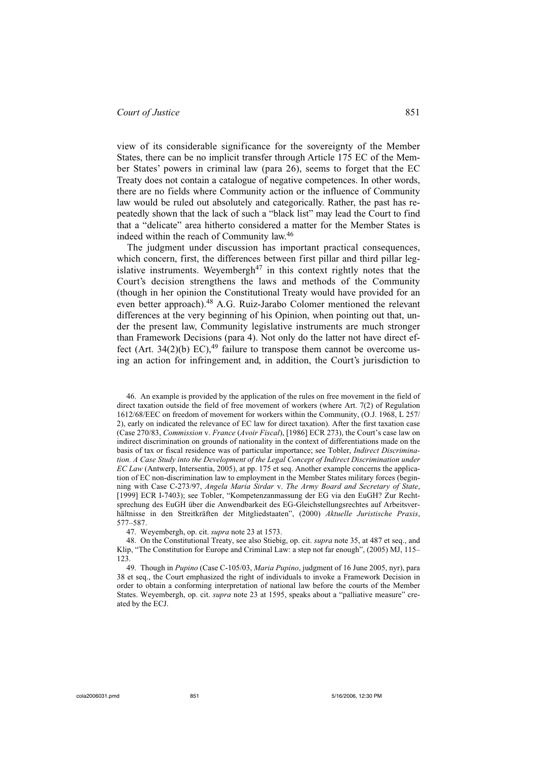view of its considerable significance for the sovereignty of the Member States, there can be no implicit transfer through Article 175 EC of the Member States' powers in criminal law (para 26), seems to forget that the EC Treaty does not contain a catalogue of negative competences. In other words, there are no fields where Community action or the influence of Community law would be ruled out absolutely and categorically. Rather, the past has repeatedly shown that the lack of such a "black list" may lead the Court to find that a "delicate" area hitherto considered a matter for the Member States is indeed within the reach of Community law.[46]

The judgment under discussion has important practical consequences, which concern, first, the differences between first pillar and third pillar legislative instruments. Weyembergh[47] in this context rightly notes that the Court's decision strengthens the laws and methods of the Community (though in her opinion the Constitutional Treaty would have provided for an even better approach).[48] A.G. Ruiz-Jarabo Colomer mentioned the relevant differences at the very beginning of his Opinion, when pointing out that, under the present law, Community legislative instruments are much stronger than Framework Decisions (para 4). Not only do the latter not have direct effect (Art. 34(2)(b) EC),[49] failure to transpose them cannot be overcome using an action for infringement and, in addition, the Court's jurisdiction to

46. An example is provided by the application of the rules on free movement in the field of direct taxation outside the field of free movement of workers (where Art. 7(2) of Regulation 1612/68/EEC on freedom of movement for workers within the Community, (O.J. 1968, L 257/2), early on indicated the relevance of EC law for direct taxation). After the first taxation case (Case 270/83, *Commission* v. *France* (*Avoir Fiscal*), [1986] ECR 273), the Court's case law on indirect discrimination on grounds of nationality in the context of differentiations made on the basis of tax or fiscal residence was of particular importance; see Tobler, *Indirect Discrimination. A Case Study into the Development of the Legal Concept of Indirect Discrimination under EC Law* (Antwerp, Intersentia, 2005), at pp. 175 et seq. Another example concerns the application of EC non-discrimination law to employment in the Member States military forces (beginning with Case C-273/97, *Angela Maria Sirdar* v. *The Army Board and Secretary of State*, [1999] ECR I-7403); see Tobler, "Kompetenzanmassung der EG via den EuGH? Zur Rechtsprechung des EuGH über die Anwendbarkeit des EG-Gleichstellungsrechtes auf Arbeitsverhältnisse in den Streitkräften der Mitgliedstaaten", (2000) *Aktuelle Juristische Praxis*, 577–587.

47. Weyembergh, op. cit. *supra* note 23 at 1573.

48. On the Constitutional Treaty, see also Stiebig, op. cit. *supra* note 35, at 487 et seq., and Klip, "The Constitution for Europe and Criminal Law: a step not far enough", (2005) MJ, 115–123.

49. Though in *Pupino* (Case C-105/03, *Maria Pupino*, judgment of 16 June 2005, nyr), para 38 et seq., the Court emphasized the right of individuals to invoke a Framework Decision in order to obtain a conforming interpretation of national law before the courts of the Member States. Weyembergh, op. cit. *supra* note 23 at 1595, speaks about a "palliative measure" created by the ECJ.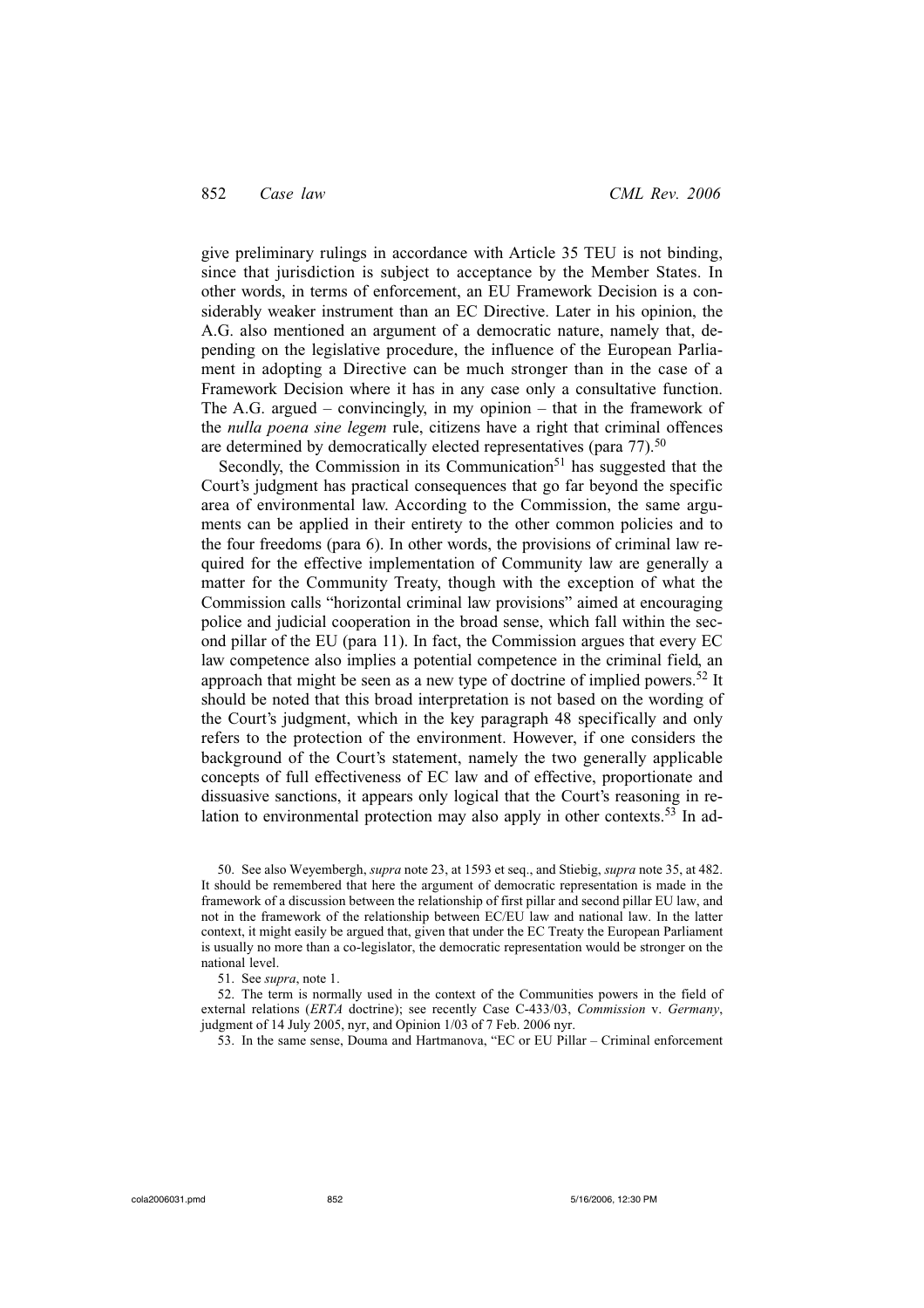give preliminary rulings in accordance with Article 35 TEU is not binding, since that jurisdiction is subject to acceptance by the Member States. In other words, in terms of enforcement, an EU Framework Decision is a considerably weaker instrument than an EC Directive. Later in his opinion, the A.G. also mentioned an argument of a democratic nature, namely that, depending on the legislative procedure, the influence of the European Parliament in adopting a Directive can be much stronger than in the case of a Framework Decision where it has in any case only a consultative function. The A.G. argued – convincingly, in my opinion – that in the framework of the *nulla poena sine legem* rule, citizens have a right that criminal offences are determined by democratically elected representatives (para 77).[50]

Secondly, the Commission in its Communication[51] has suggested that the Court's judgment has practical consequences that go far beyond the specific area of environmental law. According to the Commission, the same arguments can be applied in their entirety to the other common policies and to the four freedoms (para 6). In other words, the provisions of criminal law required for the effective implementation of Community law are generally a matter for the Community Treaty, though with the exception of what the Commission calls "horizontal criminal law provisions" aimed at encouraging police and judicial cooperation in the broad sense, which fall within the second pillar of the EU (para 11). In fact, the Commission argues that every EC law competence also implies a potential competence in the criminal field, an approach that might be seen as a new type of doctrine of implied powers.[52] It should be noted that this broad interpretation is not based on the wording of the Court's judgment, which in the key paragraph 48 specifically and only refers to the protection of the environment. However, if one considers the background of the Court's statement, namely the two generally applicable concepts of full effectiveness of EC law and of effective, proportionate and dissuasive sanctions, it appears only logical that the Court's reasoning in relation to environmental protection may also apply in other contexts.[53] In ad-

50. See also Weyembergh, *supra* note 23, at 1593 et seq., and Stiebig, *supra* note 35, at 482. It should be remembered that here the argument of democratic representation is made in the framework of a discussion between the relationship of first pillar and second pillar EU law, and not in the framework of the relationship between EC/EU law and national law. In the latter context, it might easily be argued that, given that under the EC Treaty the European Parliament is usually no more than a co-legislator, the democratic representation would be stronger on the national level.

51. See *supra*, note 1.

52. The term is normally used in the context of the Communities powers in the field of external relations (*ERTA* doctrine); see recently Case C-433/03, *Commission* v. *Germany*, judgment of 14 July 2005, nyr, and Opinion 1/03 of 7 Feb. 2006 nyr.

53. In the same sense, Douma and Hartmanova, "EC or EU Pillar – Criminal enforcement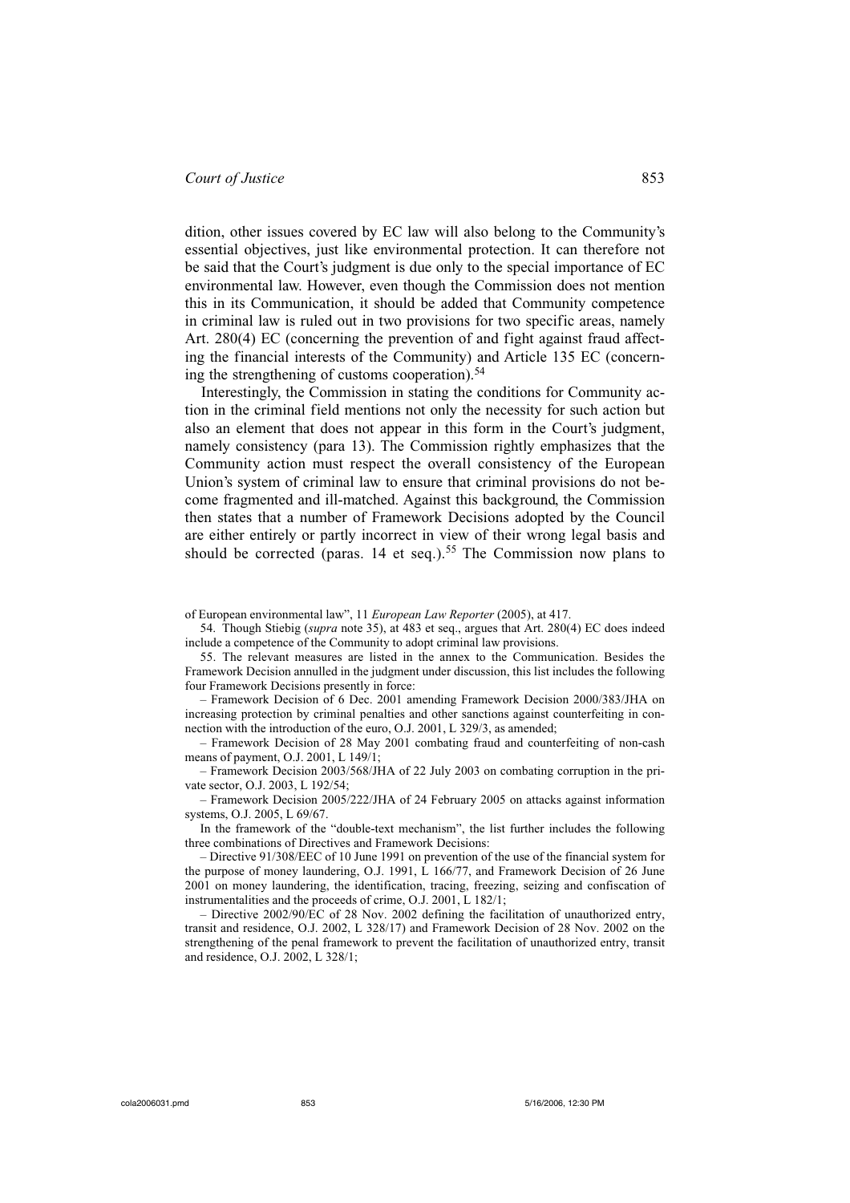dition, other issues covered by EC law will also belong to the Community's essential objectives, just like environmental protection. It can therefore not be said that the Court's judgment is due only to the special importance of EC environmental law. However, even though the Commission does not mention this in its Communication, it should be added that Community competence in criminal law is ruled out in two provisions for two specific areas, namely Art. 280(4) EC (concerning the prevention of and fight against fraud affecting the financial interests of the Community) and Article 135 EC (concerning the strengthening of customs cooperation).[54]

Interestingly, the Commission in stating the conditions for Community action in the criminal field mentions not only the necessity for such action but also an element that does not appear in this form in the Court's judgment, namely consistency (para 13). The Commission rightly emphasizes that the Community action must respect the overall consistency of the European Union's system of criminal law to ensure that criminal provisions do not become fragmented and ill-matched. Against this background, the Commission then states that a number of Framework Decisions adopted by the Council are either entirely or partly incorrect in view of their wrong legal basis and should be corrected (paras. 14 et seq.).[55] The Commission now plans to

of European environmental law", 11 *European Law Reporter* (2005), at 417.

54. Though Stiebig (*supra* note 35), at 483 et seq., argues that Art. 280(4) EC does indeed include a competence of the Community to adopt criminal law provisions.

55. The relevant measures are listed in the annex to the Communication. Besides the Framework Decision annulled in the judgment under discussion, this list includes the following four Framework Decisions presently in force:

– Framework Decision of 6 Dec. 2001 amending Framework Decision 2000/383/JHA on increasing protection by criminal penalties and other sanctions against counterfeiting in connection with the introduction of the euro, O.J. 2001, L 329/3, as amended;

– Framework Decision of 28 May 2001 combating fraud and counterfeiting of non-cash means of payment, O.J. 2001, L 149/1;

– Framework Decision 2003/568/JHA of 22 July 2003 on combating corruption in the private sector, O.J. 2003, L 192/54;

– Framework Decision 2005/222/JHA of 24 February 2005 on attacks against information systems, O.J. 2005, L 69/67.

In the framework of the "double-text mechanism", the list further includes the following three combinations of Directives and Framework Decisions:

– Directive 91/308/EEC of 10 June 1991 on prevention of the use of the financial system for the purpose of money laundering, O.J. 1991, L 166/77, and Framework Decision of 26 June 2001 on money laundering, the identification, tracing, freezing, seizing and confiscation of instrumentalities and the proceeds of crime, O.J. 2001, L 182/1;

– Directive 2002/90/EC of 28 Nov. 2002 defining the facilitation of unauthorized entry, transit and residence, O.J. 2002, L 328/17) and Framework Decision of 28 Nov. 2002 on the strengthening of the penal framework to prevent the facilitation of unauthorized entry, transit and residence, O.J. 2002, L 328/1;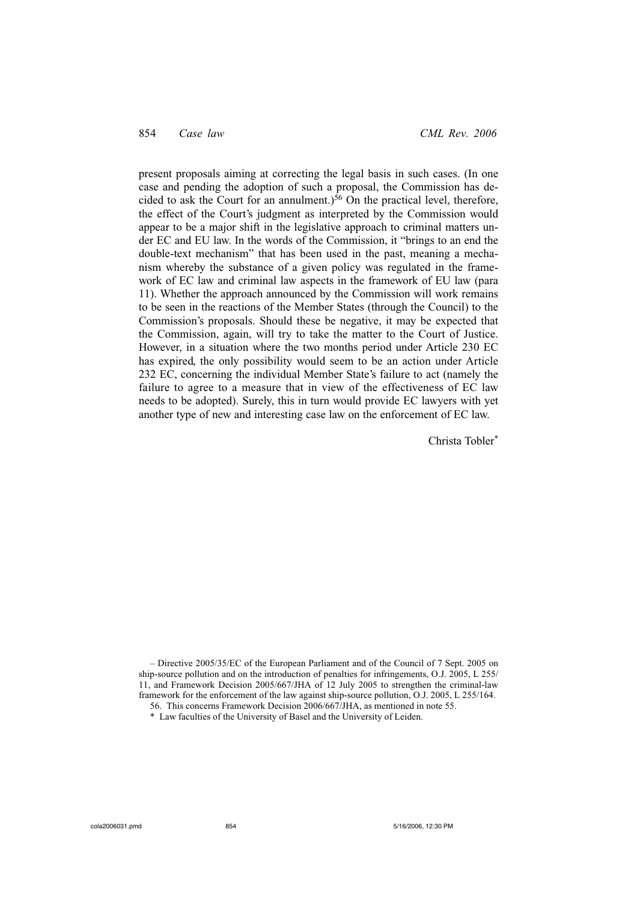present proposals aiming at correcting the legal basis in such cases. (In one case and pending the adoption of such a proposal, the Commission has decided to ask the Court for an annulment.)[56] On the practical level, therefore, the effect of the Court's judgment as interpreted by the Commission would appear to be a major shift in the legislative approach to criminal matters under EC and EU law. In the words of the Commission, it "brings to an end the double-text mechanism" that has been used in the past, meaning a mechanism whereby the substance of a given policy was regulated in the framework of EC law and criminal law aspects in the framework of EU law (para 11). Whether the approach announced by the Commission will work remains to be seen in the reactions of the Member States (through the Council) to the Commission's proposals. Should these be negative, it may be expected that the Commission, again, will try to take the matter to the Court of Justice. However, in a situation where the two months period under Article 230 EC has expired, the only possibility would seem to be an action under Article 232 EC, concerning the individual Member State's failure to act (namely the failure to agree to a measure that in view of the effectiveness of EC law needs to be adopted). Surely, this in turn would provide EC lawyers with yet another type of new and interesting case law on the enforcement of EC law.

Christa Tobler*

– Directive 2005/35/EC of the European Parliament and of the Council of 7 Sept. 2005 on ship-source pollution and on the introduction of penalties for infringements, O.J. 2005, L 255/11, and Framework Decision 2005/667/JHA of 12 July 2005 to strengthen the criminal-law framework for the enforcement of the law against ship-source pollution, O.J. 2005, L 255/164.

56. This concerns Framework Decision 2006/667/JHA, as mentioned in note 55.

\* Law faculties of the University of Basel and the University of Leiden.